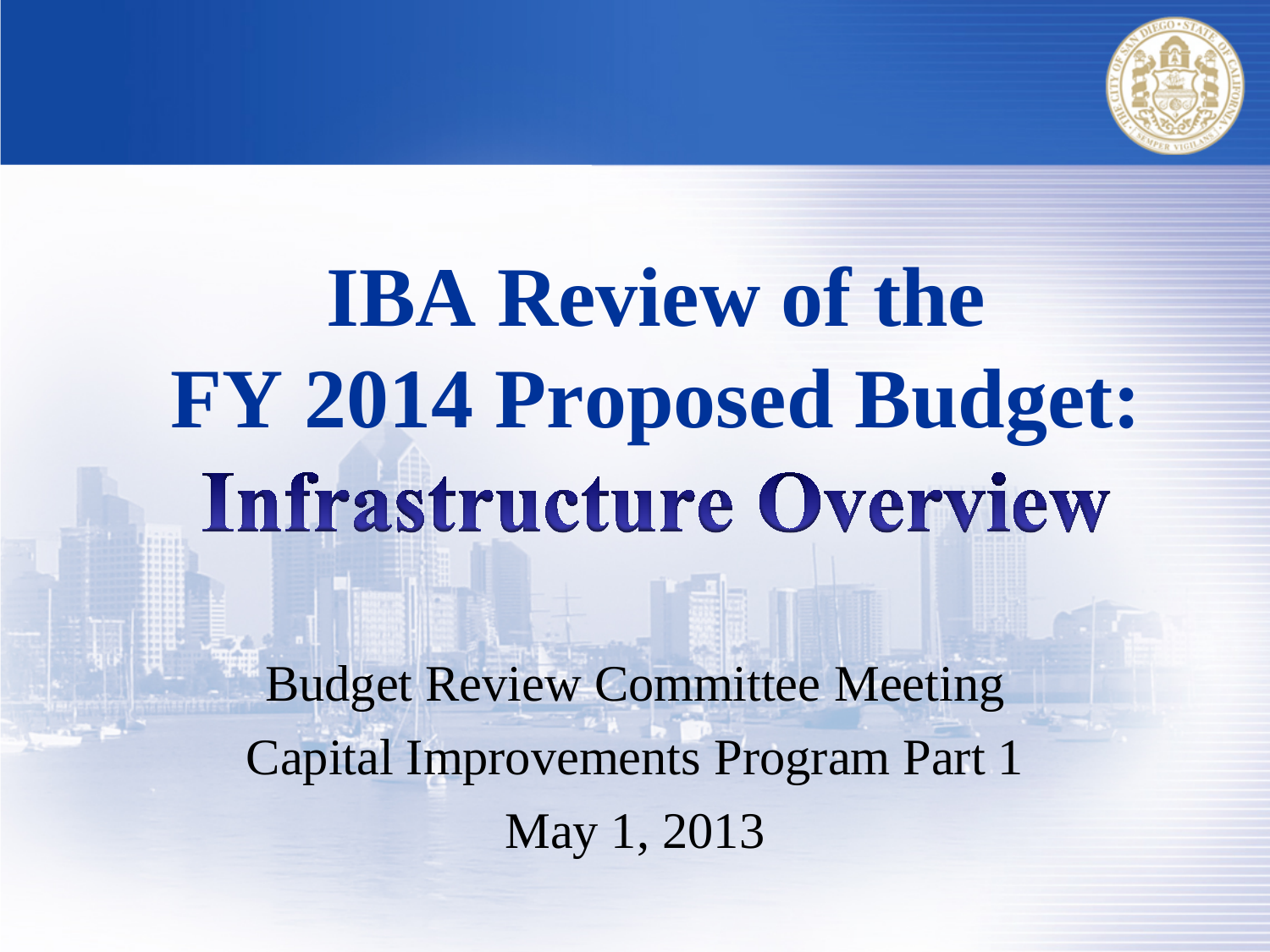# IBA Review of the FY 2014 Proposed Budget: Infrastructure Overview

Budget Review Committee Meeting

Capital Improvements Program Part 1

May 1, 2013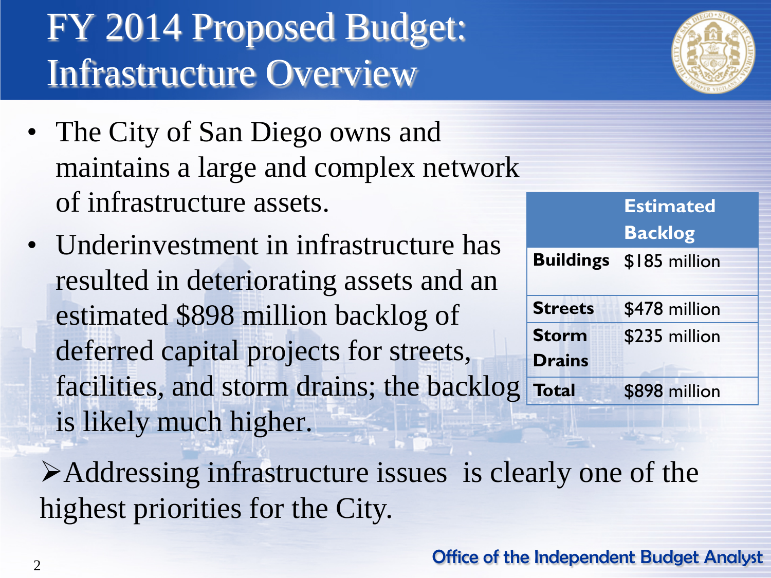# FY 2014 Proposed Budget: Infrastructure Overview

- The City of San Diego owns and maintains a large and complex network of infrastructure assets.
- Underinvestment in infrastructure has resulted in deteriorating assets and an estimated $898 million backlog of deferred capital projects for streets, facilities, and storm drains; the backlog is likely much higher.

| | Estimated Backlog |
|---|---|
| **Buildings** | $185 million |
| **Streets** | $478 million |
| **Storm Drains** | $235 million |
| **Total** | $898 million |

➢ Addressing infrastructure issues is clearly one of the highest priorities for the City.

Office of the Independent Budget Analyst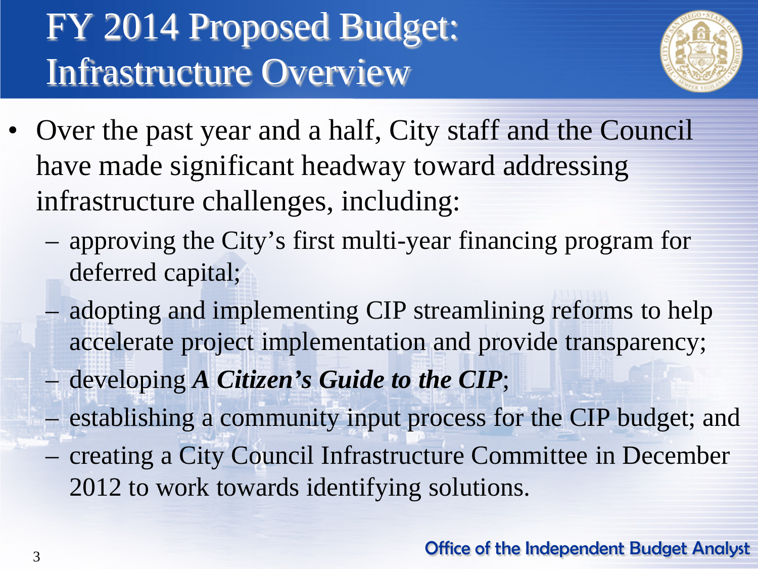# FY 2014 Proposed Budget: Infrastructure Overview

- Over the past year and a half, City staff and the Council have made significant headway toward addressing infrastructure challenges, including:
  - approving the City's first multi-year financing program for deferred capital;
  - adopting and implementing CIP streamlining reforms to help accelerate project implementation and provide transparency;
  - developing ***A Citizen's Guide to the CIP***;
  - establishing a community input process for the CIP budget; and
  - creating a City Council Infrastructure Committee in December 2012 to work towards identifying solutions.

Office of the Independent Budget Analyst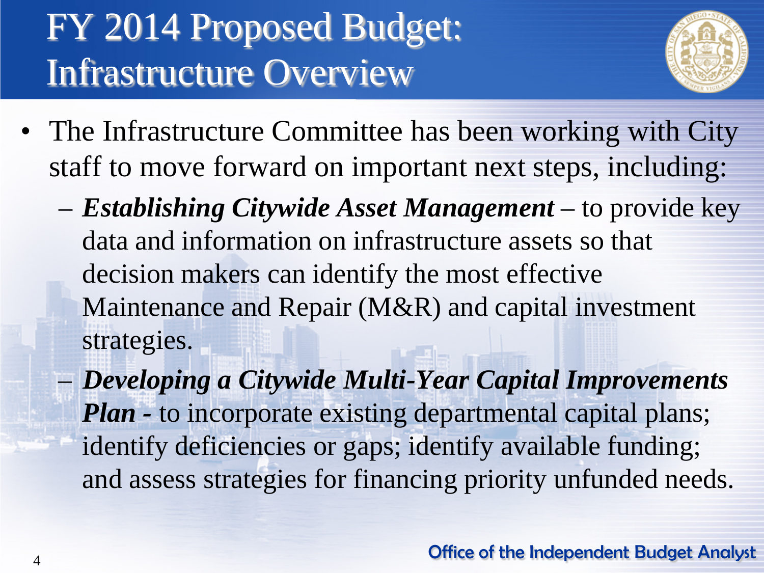# FY 2014 Proposed Budget: Infrastructure Overview

- The Infrastructure Committee has been working with City staff to move forward on important next steps, including:
  - ***Establishing Citywide Asset Management*** – to provide key data and information on infrastructure assets so that decision makers can identify the most effective Maintenance and Repair (M&R) and capital investment strategies.
  - ***Developing a Citywide Multi-Year Capital Improvements Plan -*** to incorporate existing departmental capital plans; identify deficiencies or gaps; identify available funding; and assess strategies for financing priority unfunded needs.

Office of the Independent Budget Analyst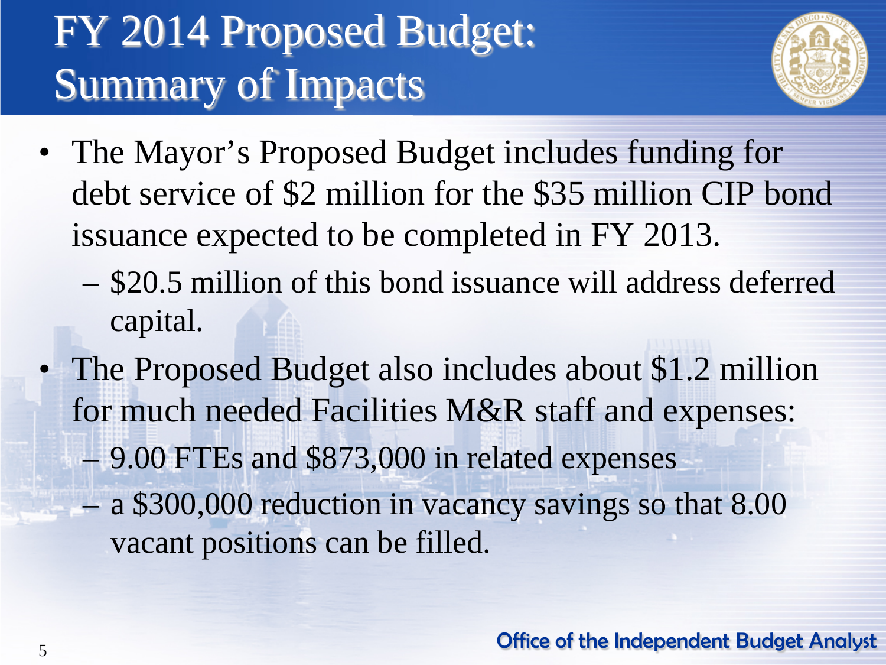# FY 2014 Proposed Budget: Summary of Impacts

- The Mayor's Proposed Budget includes funding for debt service of $2 million for the $35 million CIP bond issuance expected to be completed in FY 2013.
  - $20.5 million of this bond issuance will address deferred capital.
- The Proposed Budget also includes about $1.2 million for much needed Facilities M&R staff and expenses:
  - 9.00 FTEs and $873,000 in related expenses
  - a $300,000 reduction in vacancy savings so that 8.00 vacant positions can be filled.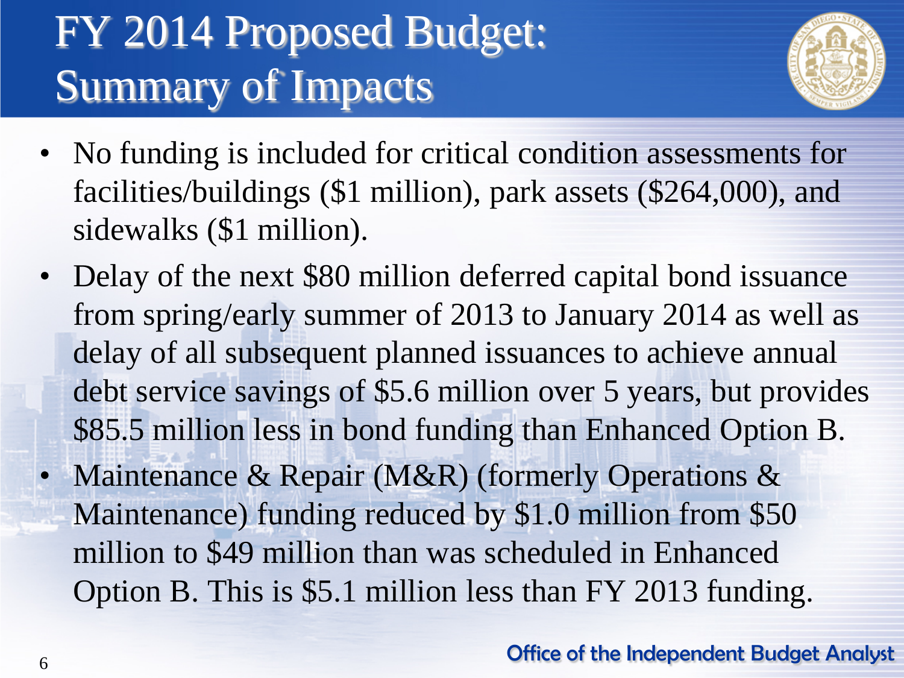# FY 2014 Proposed Budget: Summary of Impacts

- No funding is included for critical condition assessments for facilities/buildings ($1 million), park assets ($264,000), and sidewalks ($1 million).
- Delay of the next $80 million deferred capital bond issuance from spring/early summer of 2013 to January 2014 as well as delay of all subsequent planned issuances to achieve annual debt service savings of $5.6 million over 5 years, but provides $85.5 million less in bond funding than Enhanced Option B.
- Maintenance & Repair (M&R) (formerly Operations & Maintenance) funding reduced by $1.0 million from $50 million to $49 million than was scheduled in Enhanced Option B. This is $5.1 million less than FY 2013 funding.

Office of the Independent Budget Analyst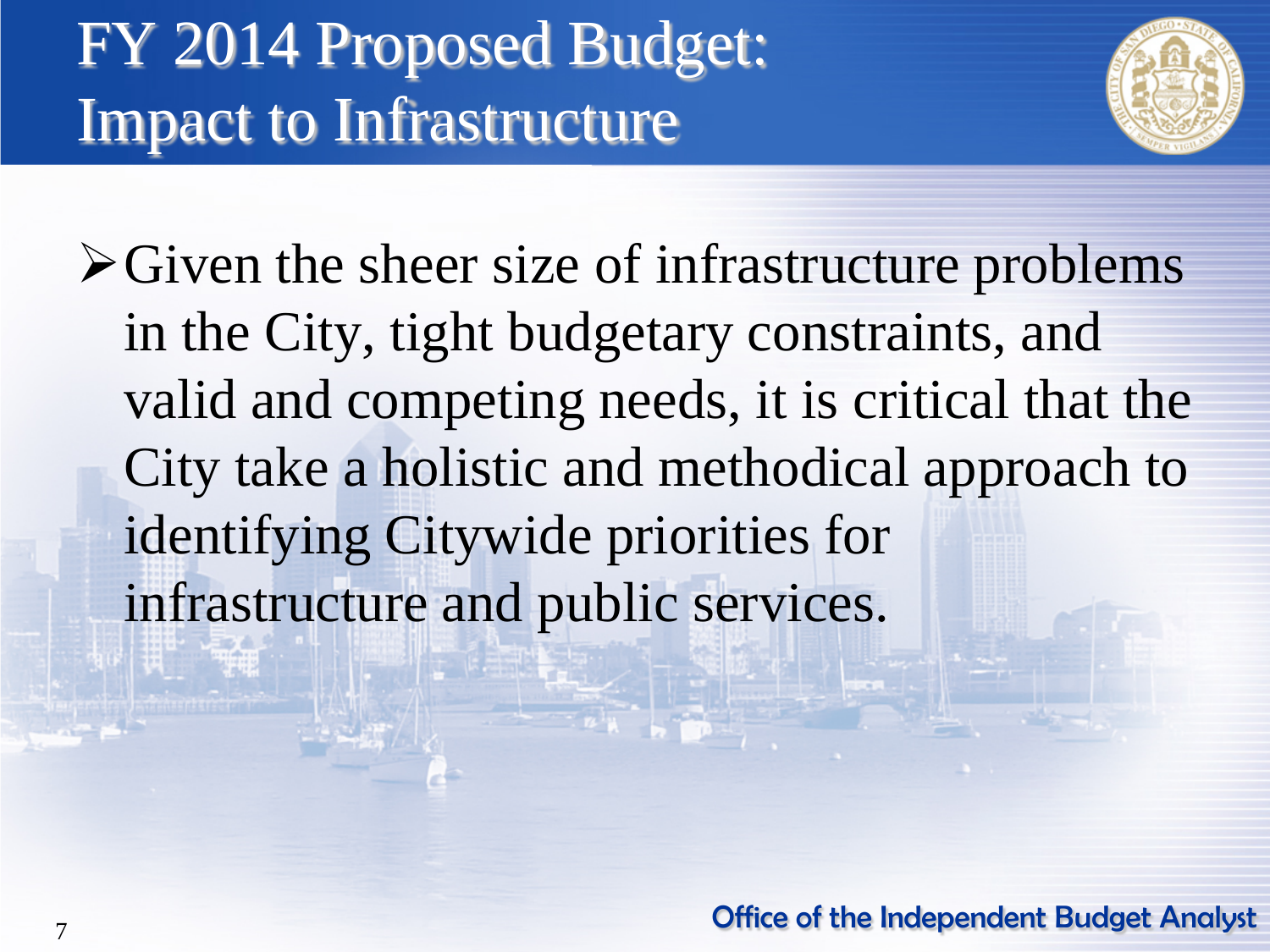# FY 2014 Proposed Budget: Impact to Infrastructure

- Given the sheer size of infrastructure problems in the City, tight budgetary constraints, and valid and competing needs, it is critical that the City take a holistic and methodical approach to identifying Citywide priorities for infrastructure and public services.

Office of the Independent Budget Analyst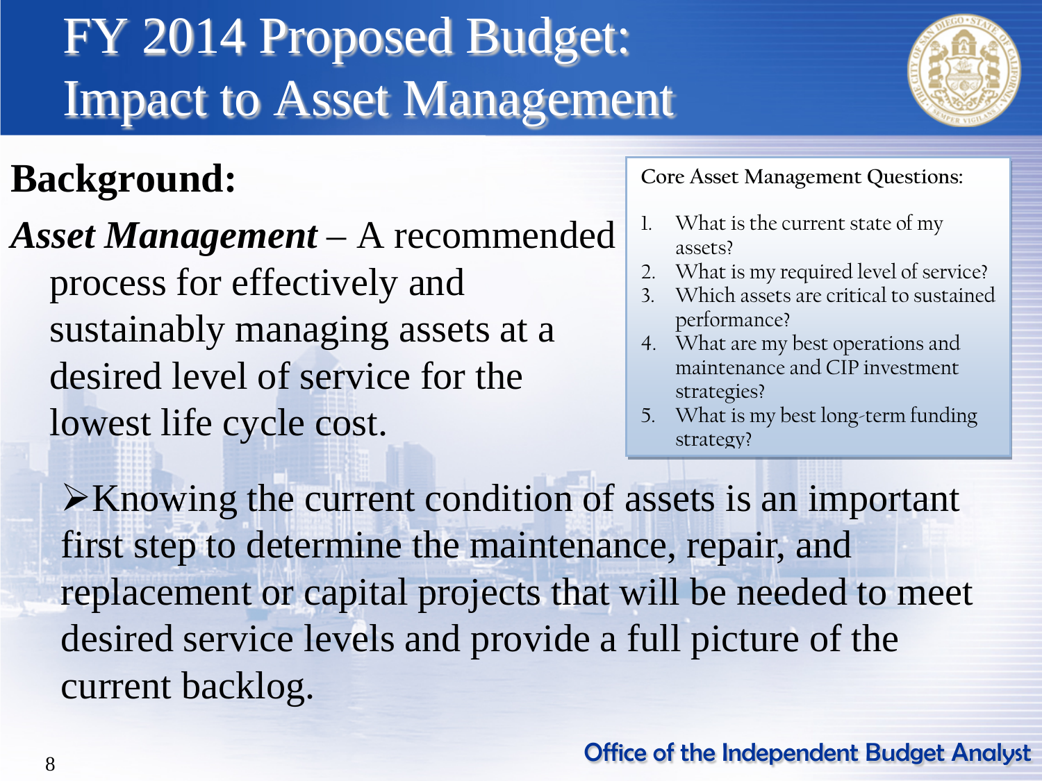# FY 2014 Proposed Budget: Impact to Asset Management

## Background:

***Asset Management*** – A recommended process for effectively and sustainably managing assets at a desired level of service for the lowest life cycle cost.

Core Asset Management Questions:

1. What is the current state of my assets?
2. What is my required level of service?
3. Which assets are critical to sustained performance?
4. What are my best operations and maintenance and CIP investment strategies?
5. What is my best long-term funding strategy?

- Knowing the current condition of assets is an important first step to determine the maintenance, repair, and replacement or capital projects that will be needed to meet desired service levels and provide a full picture of the current backlog.

Office of the Independent Budget Analyst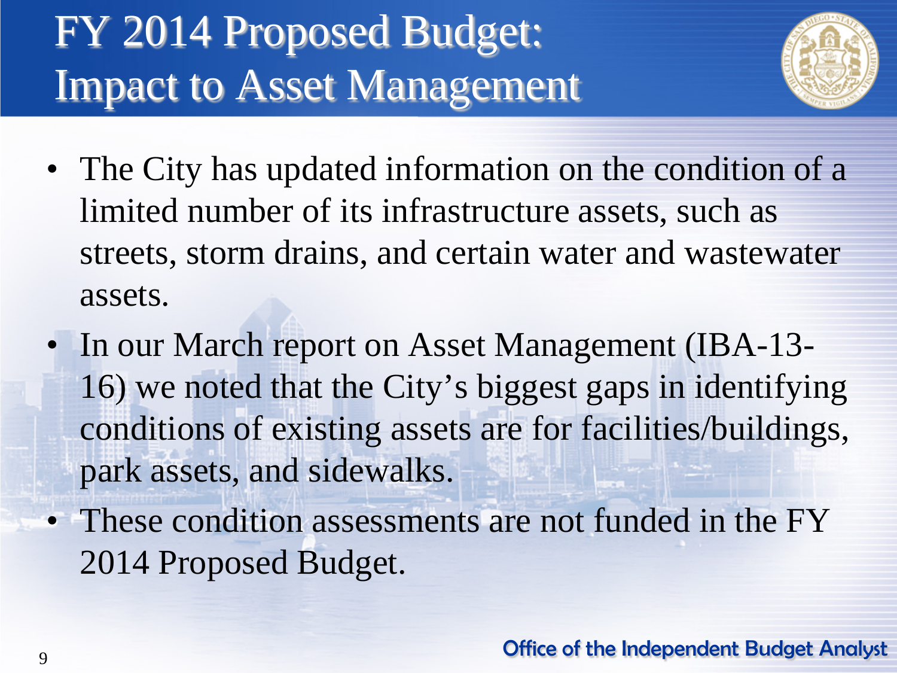# FY 2014 Proposed Budget: Impact to Asset Management

- The City has updated information on the condition of a limited number of its infrastructure assets, such as streets, storm drains, and certain water and wastewater assets.
- In our March report on Asset Management (IBA-13-16) we noted that the City's biggest gaps in identifying conditions of existing assets are for facilities/buildings, park assets, and sidewalks.
- These condition assessments are not funded in the FY 2014 Proposed Budget.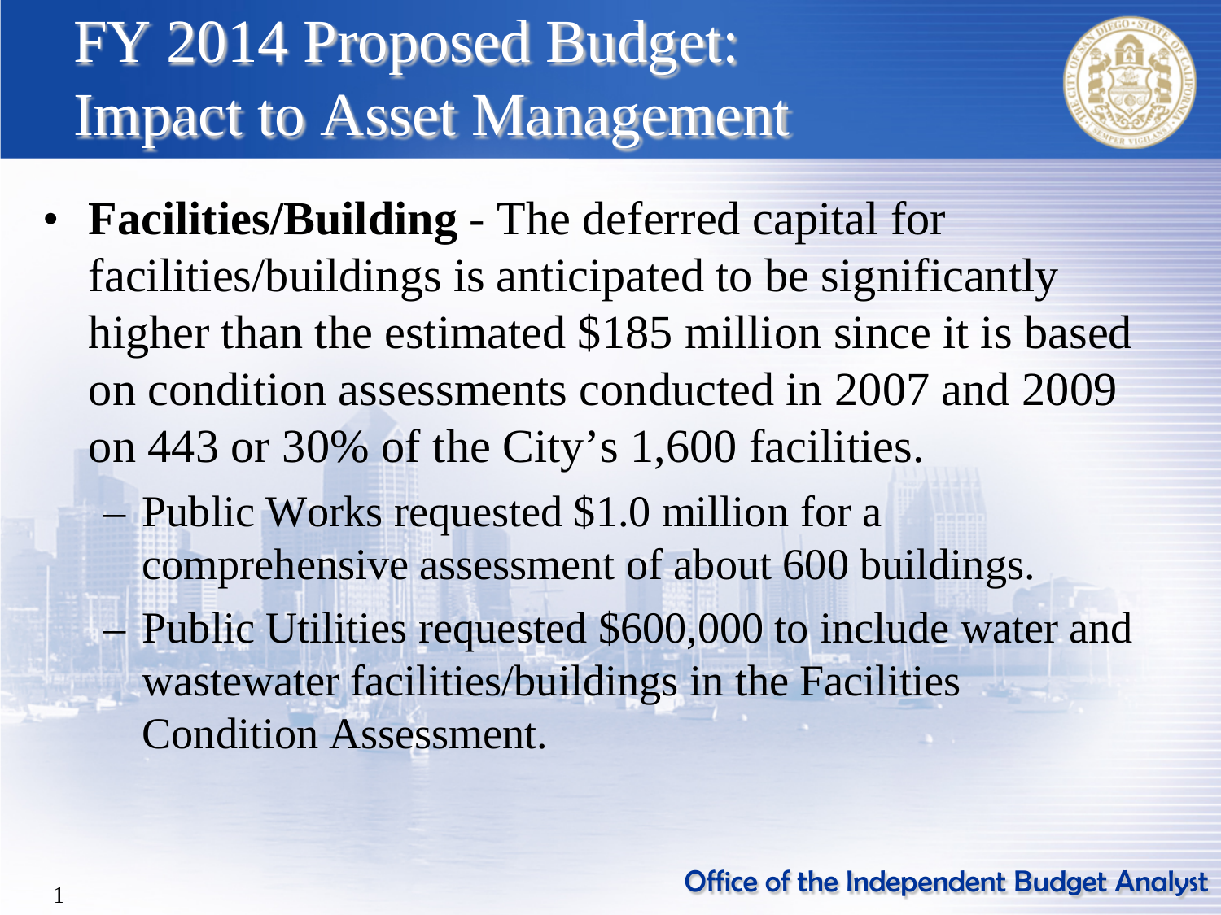# FY 2014 Proposed Budget: Impact to Asset Management

- **Facilities/Building** - The deferred capital for facilities/buildings is anticipated to be significantly higher than the estimated $185 million since it is based on condition assessments conducted in 2007 and 2009 on 443 or 30% of the City's 1,600 facilities.
  - Public Works requested $1.0 million for a comprehensive assessment of about 600 buildings.
  - Public Utilities requested $600,000 to include water and wastewater facilities/buildings in the Facilities Condition Assessment.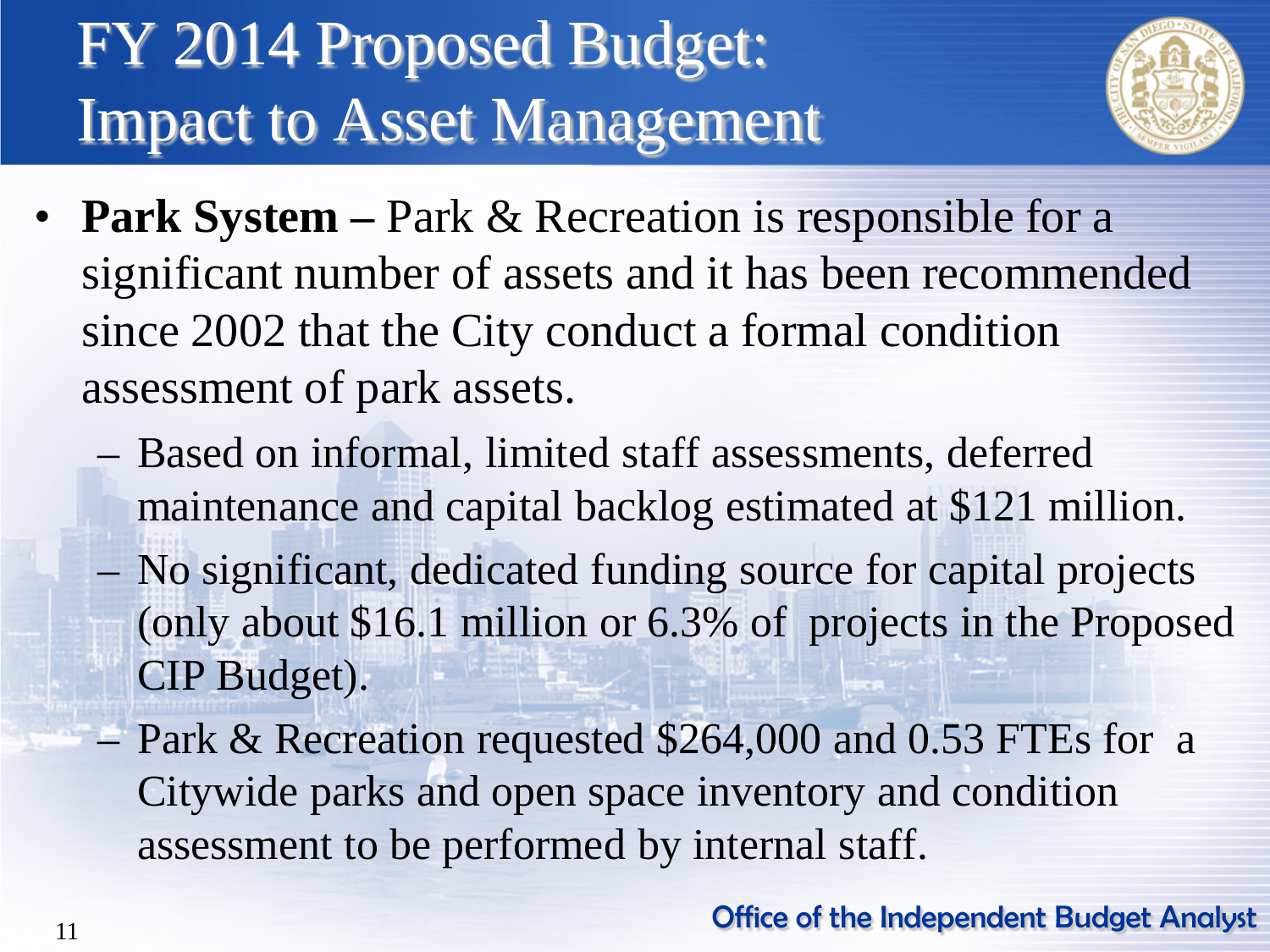# FY 2014 Proposed Budget: Impact to Asset Management

- **Park System –** Park & Recreation is responsible for a significant number of assets and it has been recommended since 2002 that the City conduct a formal condition assessment of park assets.
  - Based on informal, limited staff assessments, deferred maintenance and capital backlog estimated at $121 million.
  - No significant, dedicated funding source for capital projects (only about $16.1 million or 6.3% of projects in the Proposed CIP Budget).
  - Park & Recreation requested $264,000 and 0.53 FTEs for a Citywide parks and open space inventory and condition assessment to be performed by internal staff.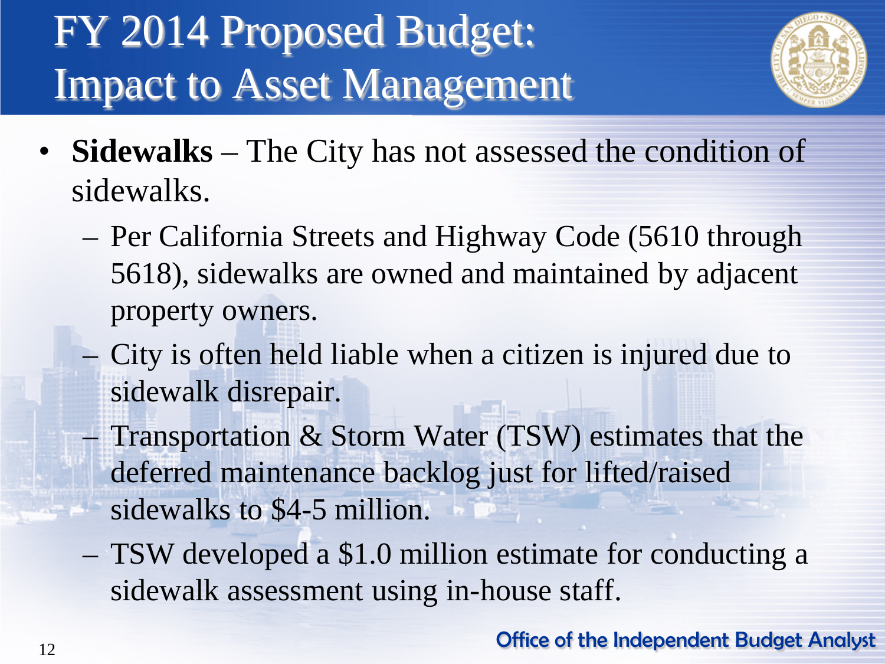# FY 2014 Proposed Budget: Impact to Asset Management

- **Sidewalks** – The City has not assessed the condition of sidewalks.
  - Per California Streets and Highway Code (5610 through 5618), sidewalks are owned and maintained by adjacent property owners.
  - City is often held liable when a citizen is injured due to sidewalk disrepair.
  - Transportation & Storm Water (TSW) estimates that the deferred maintenance backlog just for lifted/raised sidewalks to $4-5 million.
  - TSW developed a $1.0 million estimate for conducting a sidewalk assessment using in-house staff.

Office of the Independent Budget Analyst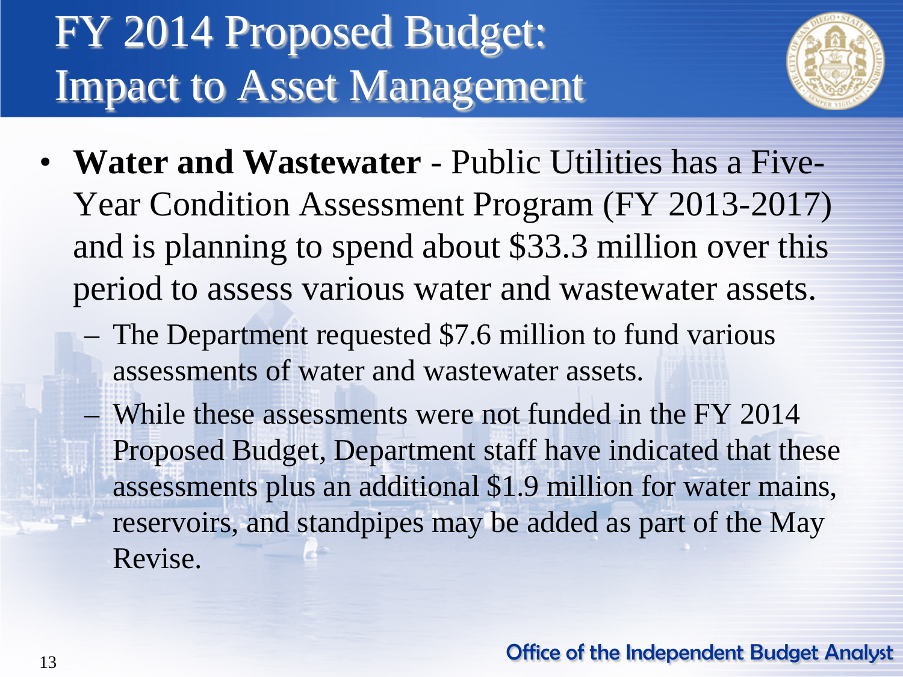# FY 2014 Proposed Budget: Impact to Asset Management

- **Water and Wastewater** - Public Utilities has a Five-Year Condition Assessment Program (FY 2013-2017) and is planning to spend about $33.3 million over this period to assess various water and wastewater assets.
  - The Department requested $7.6 million to fund various assessments of water and wastewater assets.
  - While these assessments were not funded in the FY 2014 Proposed Budget, Department staff have indicated that these assessments plus an additional $1.9 million for water mains, reservoirs, and standpipes may be added as part of the May Revise.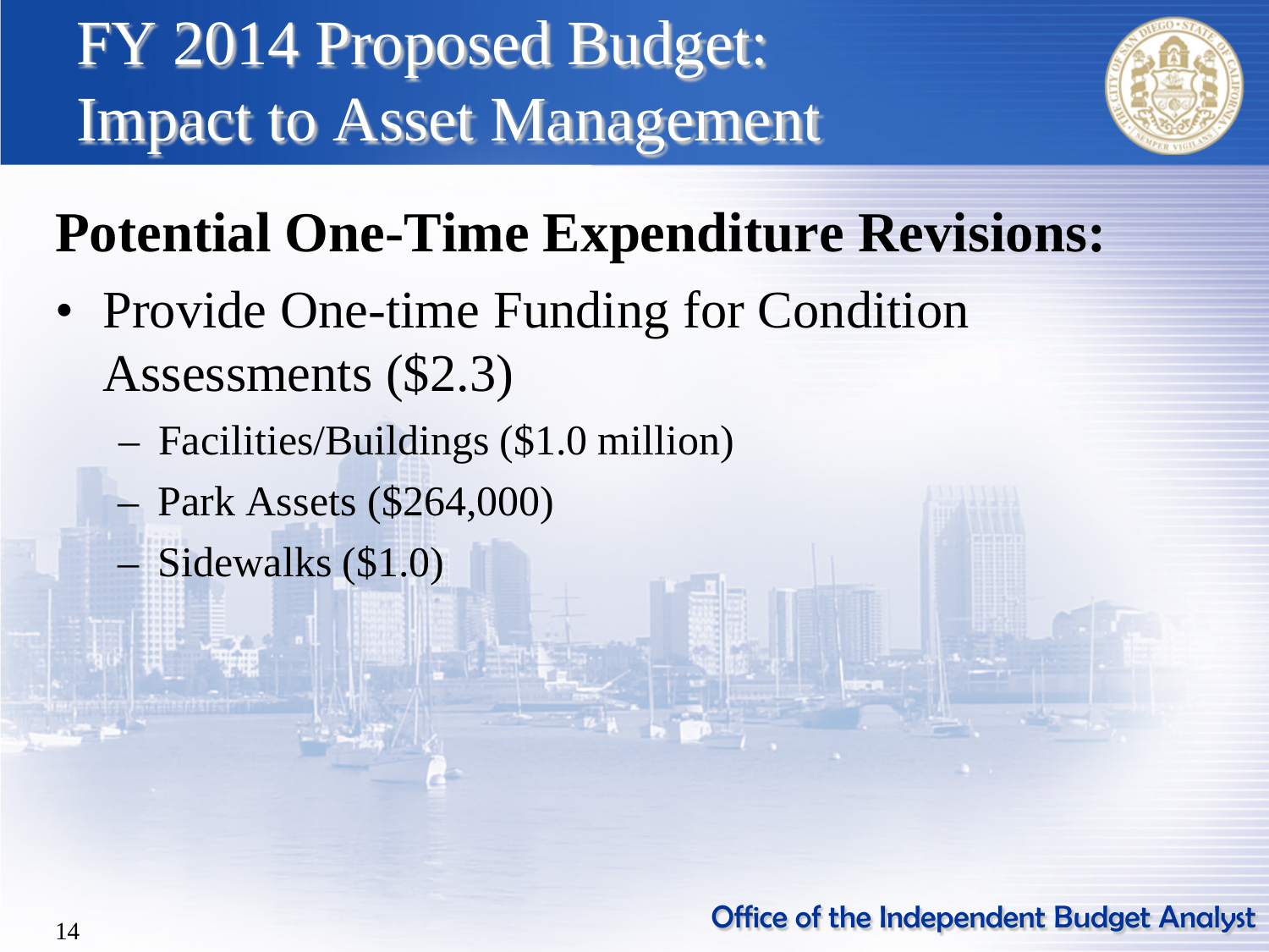# FY 2014 Proposed Budget: Impact to Asset Management

## Potential One-Time Expenditure Revisions:

- Provide One-time Funding for Condition Assessments ($2.3)
  - Facilities/Buildings ($1.0 million)
  - Park Assets ($264,000)
  - Sidewalks ($1.0)

Office of the Independent Budget Analyst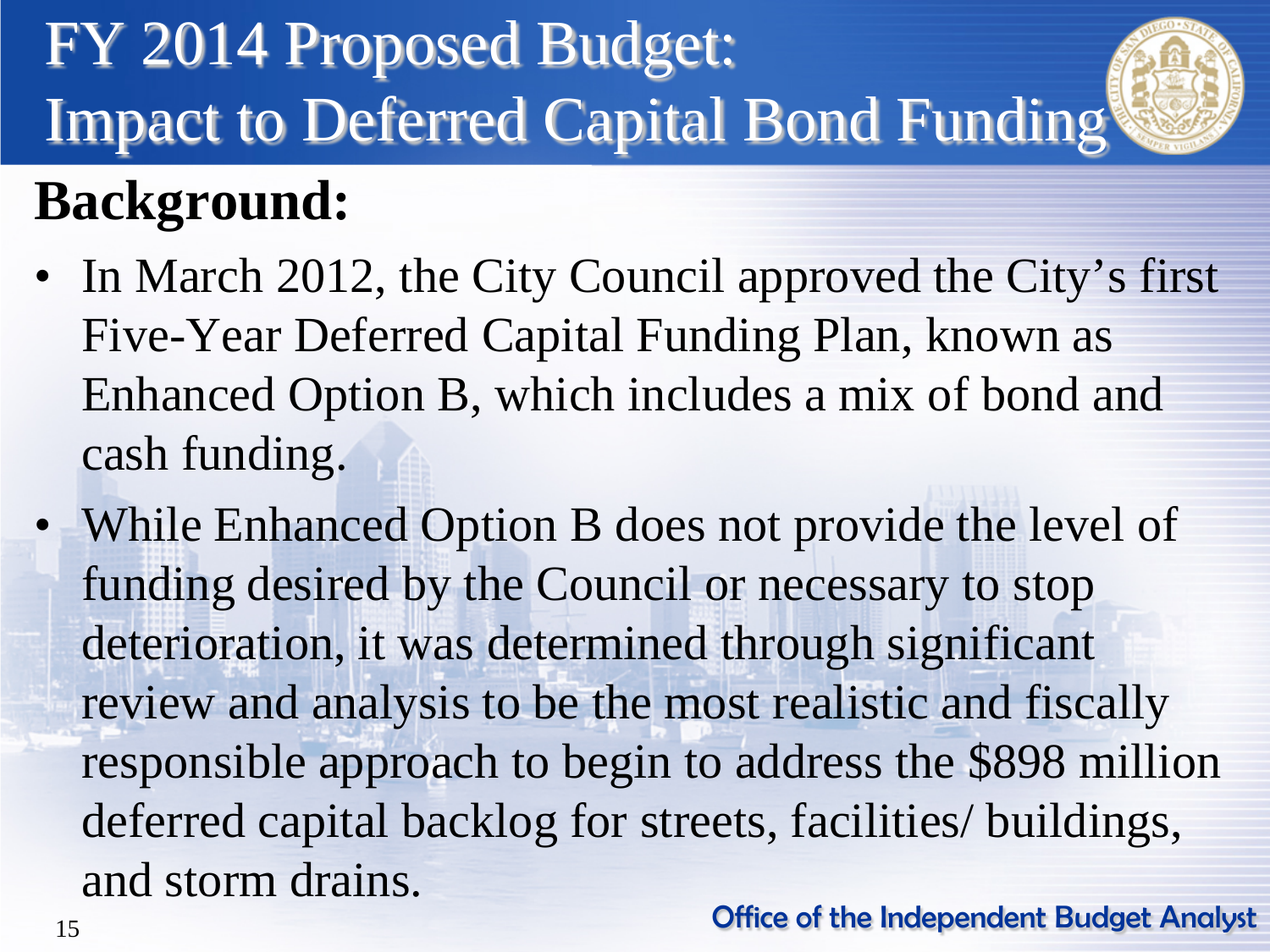# FY 2014 Proposed Budget: Impact to Deferred Capital Bond Funding

## Background:

- In March 2012, the City Council approved the City's first Five-Year Deferred Capital Funding Plan, known as Enhanced Option B, which includes a mix of bond and cash funding.
- While Enhanced Option B does not provide the level of funding desired by the Council or necessary to stop deterioration, it was determined through significant review and analysis to be the most realistic and fiscally responsible approach to begin to address the $898 million deferred capital backlog for streets, facilities/ buildings, and storm drains.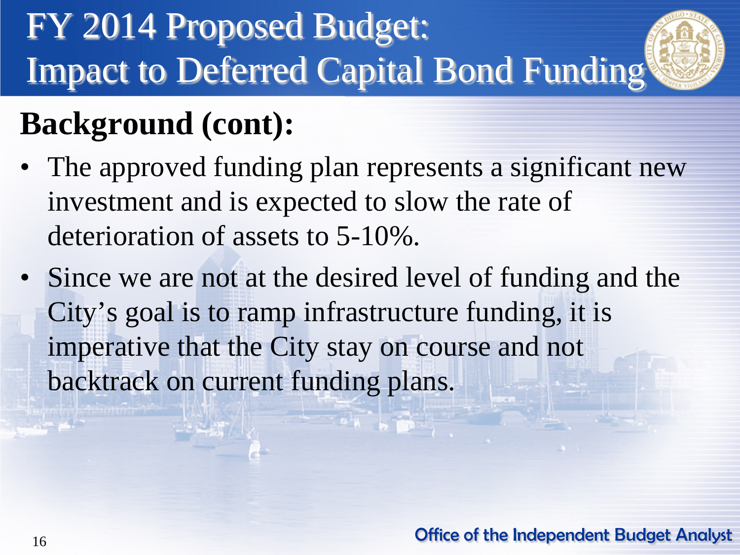# FY 2014 Proposed Budget: Impact to Deferred Capital Bond Funding

## Background (cont):

- The approved funding plan represents a significant new investment and is expected to slow the rate of deterioration of assets to 5-10%.
- Since we are not at the desired level of funding and the City's goal is to ramp infrastructure funding, it is imperative that the City stay on course and not backtrack on current funding plans.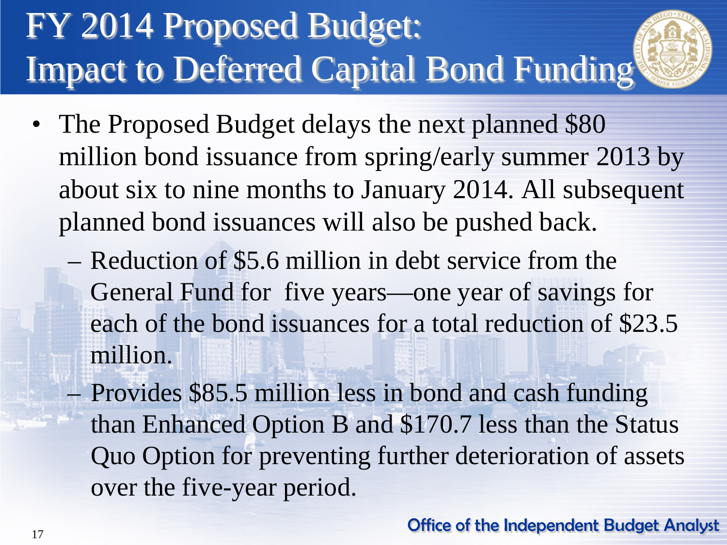# FY 2014 Proposed Budget: Impact to Deferred Capital Bond Funding

- The Proposed Budget delays the next planned $80 million bond issuance from spring/early summer 2013 by about six to nine months to January 2014. All subsequent planned bond issuances will also be pushed back.
  - Reduction of $5.6 million in debt service from the General Fund for five years—one year of savings for each of the bond issuances for a total reduction of $23.5 million.
  - Provides $85.5 million less in bond and cash funding than Enhanced Option B and $170.7 less than the Status Quo Option for preventing further deterioration of assets over the five-year period.

Office of the Independent Budget Analyst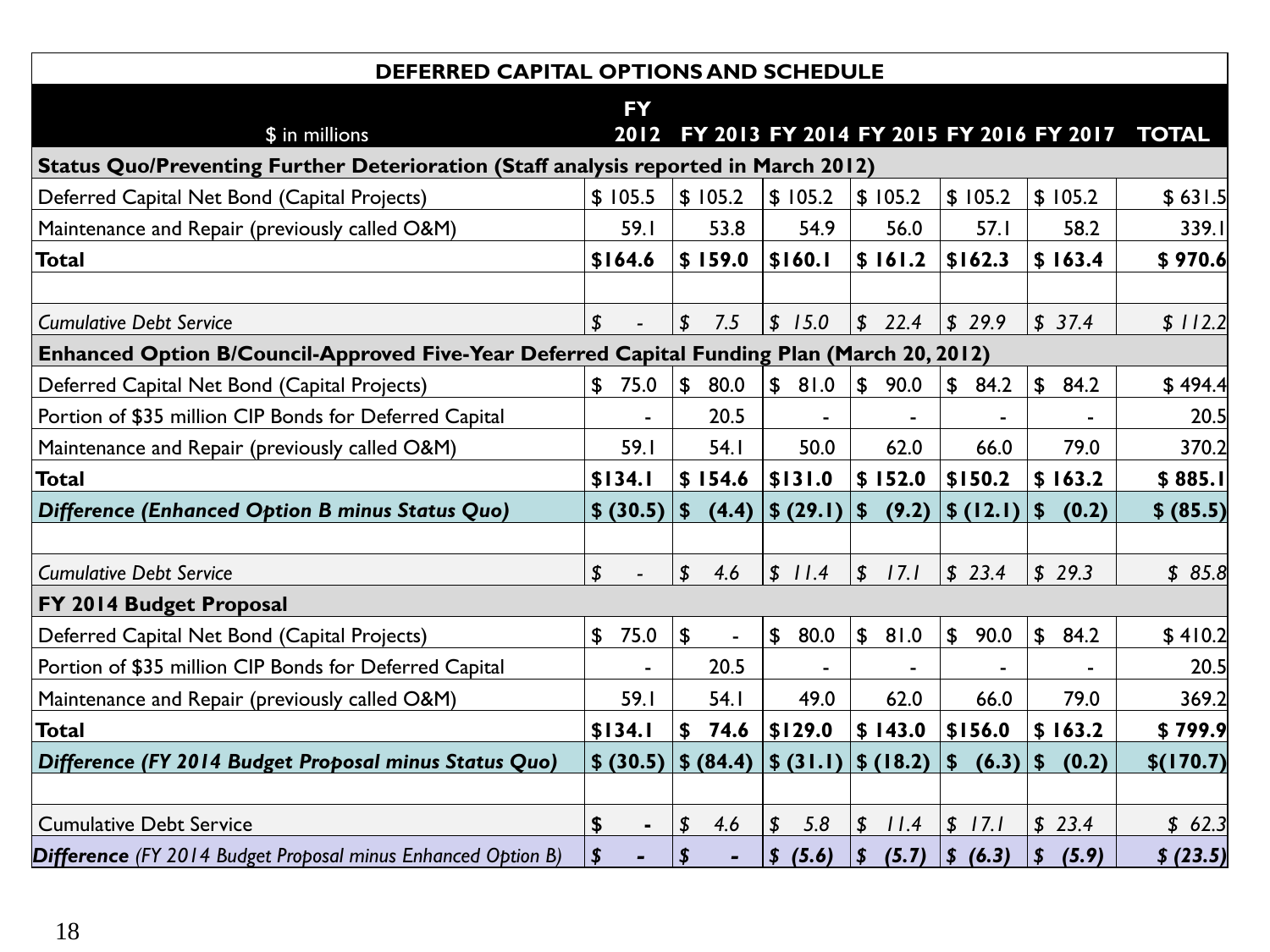| DEFERRED CAPITAL OPTIONS AND SCHEDULE | | | | | | | |
|---|---|---|---|---|---|---|---|
| $ in millions | FY 2012 | FY 2013 | FY 2014 | FY 2015 | FY 2016 | FY 2017 | TOTAL |
| **Status Quo/Preventing Further Deterioration (Staff analysis reported in March 2012)** | | | | | | | |
| Deferred Capital Net Bond (Capital Projects) | $ 105.5 | $ 105.2 | $ 105.2 | $ 105.2 | $ 105.2 | $ 105.2 | $ 631.5 |
| Maintenance and Repair (previously called O&M) | 59.1 | 53.8 | 54.9 | 56.0 | 57.1 | 58.2 | 339.1 |
| **Total** | **$164.6** | **$ 159.0** | **$160.1** | **$ 161.2** | **$162.3** | **$ 163.4** | **$ 970.6** |
| | | | | | | | |
| *Cumulative Debt Service* | *$ -* | *$ 7.5* | *$ 15.0* | *$ 22.4* | *$ 29.9* | *$ 37.4* | *$ 112.2* |
| **Enhanced Option B/Council-Approved Five-Year Deferred Capital Funding Plan (March 20, 2012)** | | | | | | | |
| Deferred Capital Net Bond (Capital Projects) | $ 75.0 | $ 80.0 | $ 81.0 | $ 90.0 | $ 84.2 | $ 84.2 | $ 494.4 |
| Portion of $35 million CIP Bonds for Deferred Capital | - | 20.5 | - | - | - | - | 20.5 |
| Maintenance and Repair (previously called O&M) | 59.1 | 54.1 | 50.0 | 62.0 | 66.0 | 79.0 | 370.2 |
| **Total** | **$134.1** | **$ 154.6** | **$131.0** | **$ 152.0** | **$150.2** | **$ 163.2** | **$ 885.1** |
| ***Difference (Enhanced Option B minus Status Quo)*** | **$ (30.5)** | **$ (4.4)** | **$ (29.1)** | **$ (9.2)** | **$ (12.1)** | **$ (0.2)** | **$ (85.5)** |
| | | | | | | | |
| *Cumulative Debt Service* | *$ -* | *$ 4.6* | *$ 11.4* | *$ 17.1* | *$ 23.4* | *$ 29.3* | *$ 85.8* |
| **FY 2014 Budget Proposal** | | | | | | | |
| Deferred Capital Net Bond (Capital Projects) | $ 75.0 | $ - | $ 80.0 | $ 81.0 | $ 90.0 | $ 84.2 | $ 410.2 |
| Portion of $35 million CIP Bonds for Deferred Capital | - | 20.5 | - | - | - | - | 20.5 |
| Maintenance and Repair (previously called O&M) | 59.1 | 54.1 | 49.0 | 62.0 | 66.0 | 79.0 | 369.2 |
| **Total** | **$134.1** | **$ 74.6** | **$129.0** | **$ 143.0** | **$156.0** | **$ 163.2** | **$ 799.9** |
| ***Difference (FY 2014 Budget Proposal minus Status Quo)*** | **$ (30.5)** | **$ (84.4)** | **$ (31.1)** | **$ (18.2)** | **$ (6.3)** | **$ (0.2)** | **$(170.7)** |
| | | | | | | | |
| Cumulative Debt Service | $ - | *$ 4.6* | *$ 5.8* | *$ 11.4* | *$ 17.1* | *$ 23.4* | *$ 62.3* |
| ***Difference*** *(FY 2014 Budget Proposal minus Enhanced Option B)* | ***$ -*** | ***$ -*** | ***$ (5.6)*** | ***$ (5.7)*** | ***$ (6.3)*** | ***$ (5.9)*** | ***$ (23.5)*** |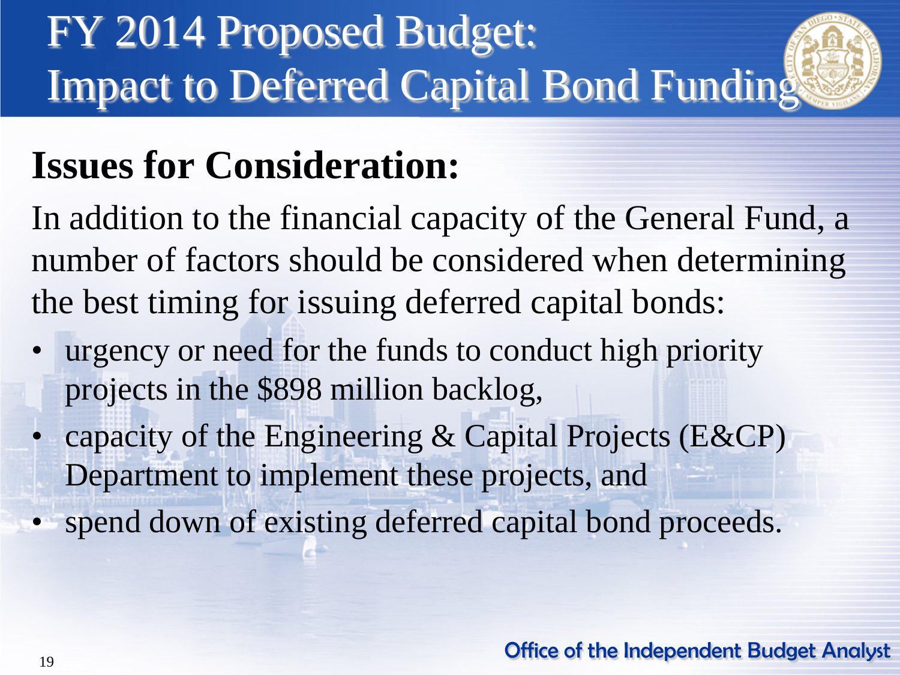# FY 2014 Proposed Budget: Impact to Deferred Capital Bond Funding

## Issues for Consideration:

In addition to the financial capacity of the General Fund, a number of factors should be considered when determining the best timing for issuing deferred capital bonds:

- urgency or need for the funds to conduct high priority projects in the $898 million backlog,
- capacity of the Engineering & Capital Projects (E&CP) Department to implement these projects, and
- spend down of existing deferred capital bond proceeds.

Office of the Independent Budget Analyst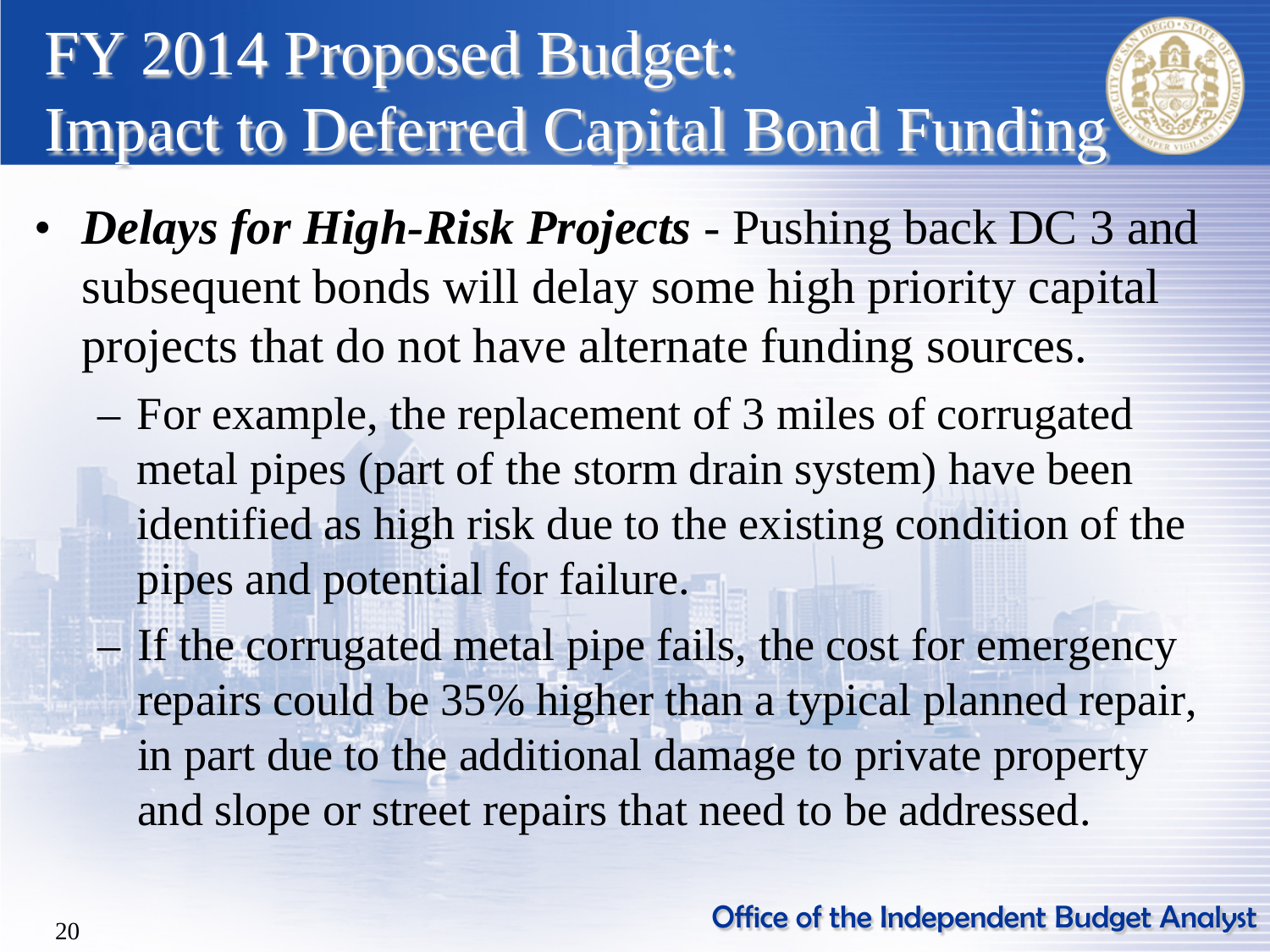# FY 2014 Proposed Budget: Impact to Deferred Capital Bond Funding

- ***Delays for High-Risk Projects*** - Pushing back DC 3 and subsequent bonds will delay some high priority capital projects that do not have alternate funding sources.
  - For example, the replacement of 3 miles of corrugated metal pipes (part of the storm drain system) have been identified as high risk due to the existing condition of the pipes and potential for failure.
  - If the corrugated metal pipe fails, the cost for emergency repairs could be 35% higher than a typical planned repair, in part due to the additional damage to private property and slope or street repairs that need to be addressed.

Office of the Independent Budget Analyst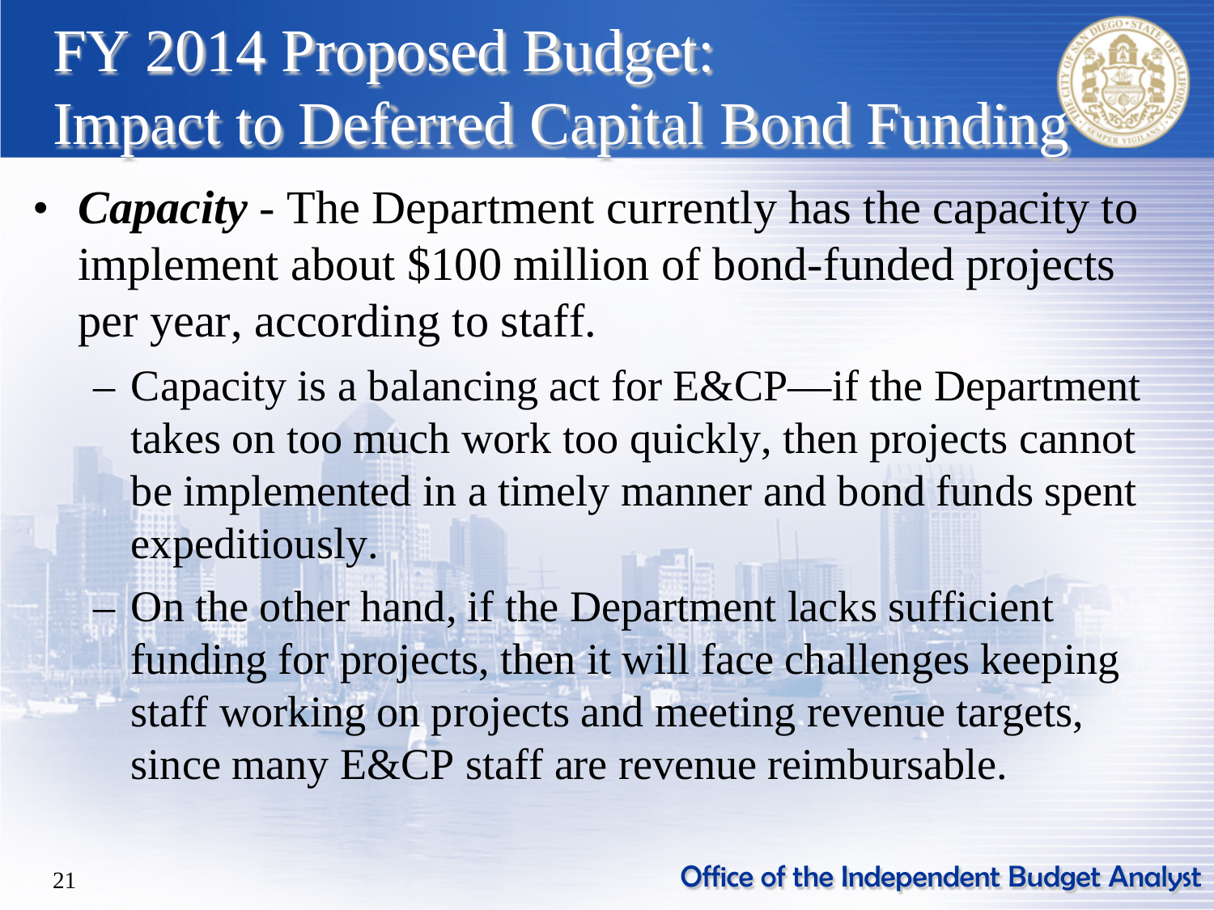# FY 2014 Proposed Budget: Impact to Deferred Capital Bond Funding

- ***Capacity*** - The Department currently has the capacity to implement about $100 million of bond-funded projects per year, according to staff.
  - Capacity is a balancing act for E&CP—if the Department takes on too much work too quickly, then projects cannot be implemented in a timely manner and bond funds spent expeditiously.
  - On the other hand, if the Department lacks sufficient funding for projects, then it will face challenges keeping staff working on projects and meeting revenue targets, since many E&CP staff are revenue reimbursable.

Office of the Independent Budget Analyst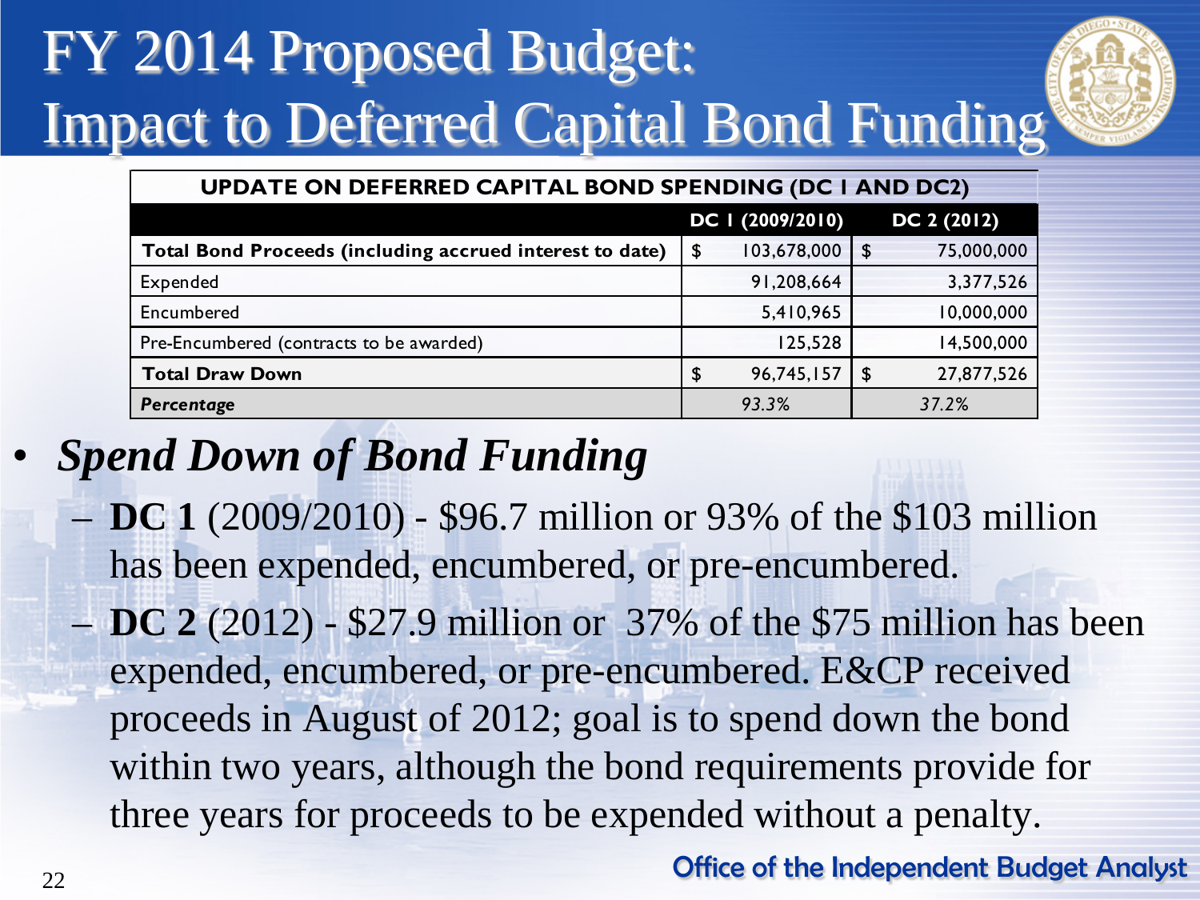# FY 2014 Proposed Budget: Impact to Deferred Capital Bond Funding

| UPDATE ON DEFERRED CAPITAL BOND SPENDING (DC I AND DC2) | | |
|---|---|---|
| | DC I (2009/2010) | DC 2 (2012) |
| **Total Bond Proceeds (including accrued interest to date)** | $ 103,678,000 | $ 75,000,000 |
| Expended | 91,208,664 | 3,377,526 |
| Encumbered | 5,410,965 | 10,000,000 |
| Pre-Encumbered (contracts to be awarded) | 125,528 | 14,500,000 |
| **Total Draw Down** | $ 96,745,157 | $ 27,877,526 |
| ***Percentage*** | *93.3%* | *37.2%* |

- ***Spend Down of Bond Funding***
  - **DC 1** (2009/2010) - $96.7 million or 93% of the $103 million has been expended, encumbered, or pre-encumbered.
  - **DC 2** (2012) - $27.9 million or 37% of the $75 million has been expended, encumbered, or pre-encumbered. E&CP received proceeds in August of 2012; goal is to spend down the bond within two years, although the bond requirements provide for three years for proceeds to be expended without a penalty.

Office of the Independent Budget Analyst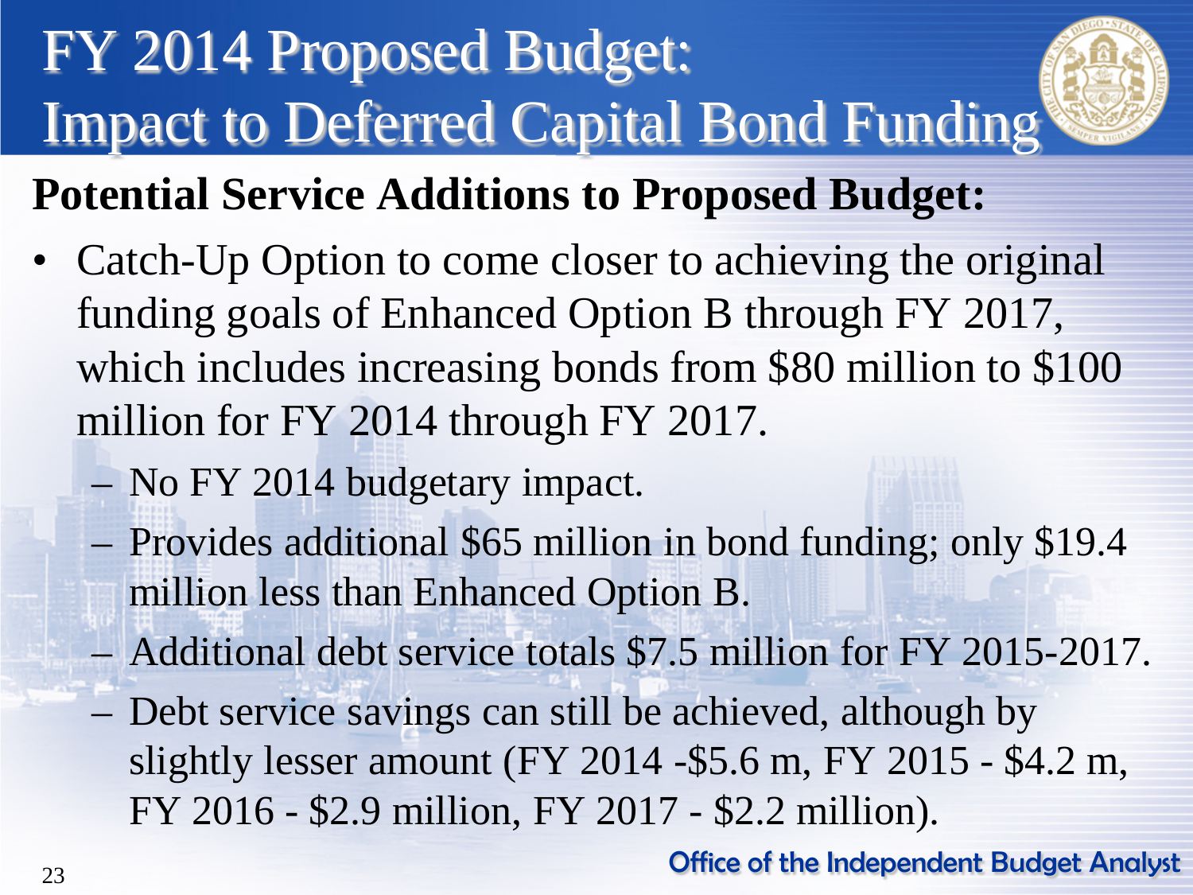# FY 2014 Proposed Budget: Impact to Deferred Capital Bond Funding

## Potential Service Additions to Proposed Budget:

- Catch-Up Option to come closer to achieving the original funding goals of Enhanced Option B through FY 2017, which includes increasing bonds from $80 million to $100 million for FY 2014 through FY 2017.
  - No FY 2014 budgetary impact.
  - Provides additional $65 million in bond funding; only $19.4 million less than Enhanced Option B.
  - Additional debt service totals $7.5 million for FY 2015-2017.
  - Debt service savings can still be achieved, although by slightly lesser amount (FY 2014 -$5.6 m, FY 2015 - $4.2 m, FY 2016 - $2.9 million, FY 2017 - $2.2 million).

Office of the Independent Budget Analyst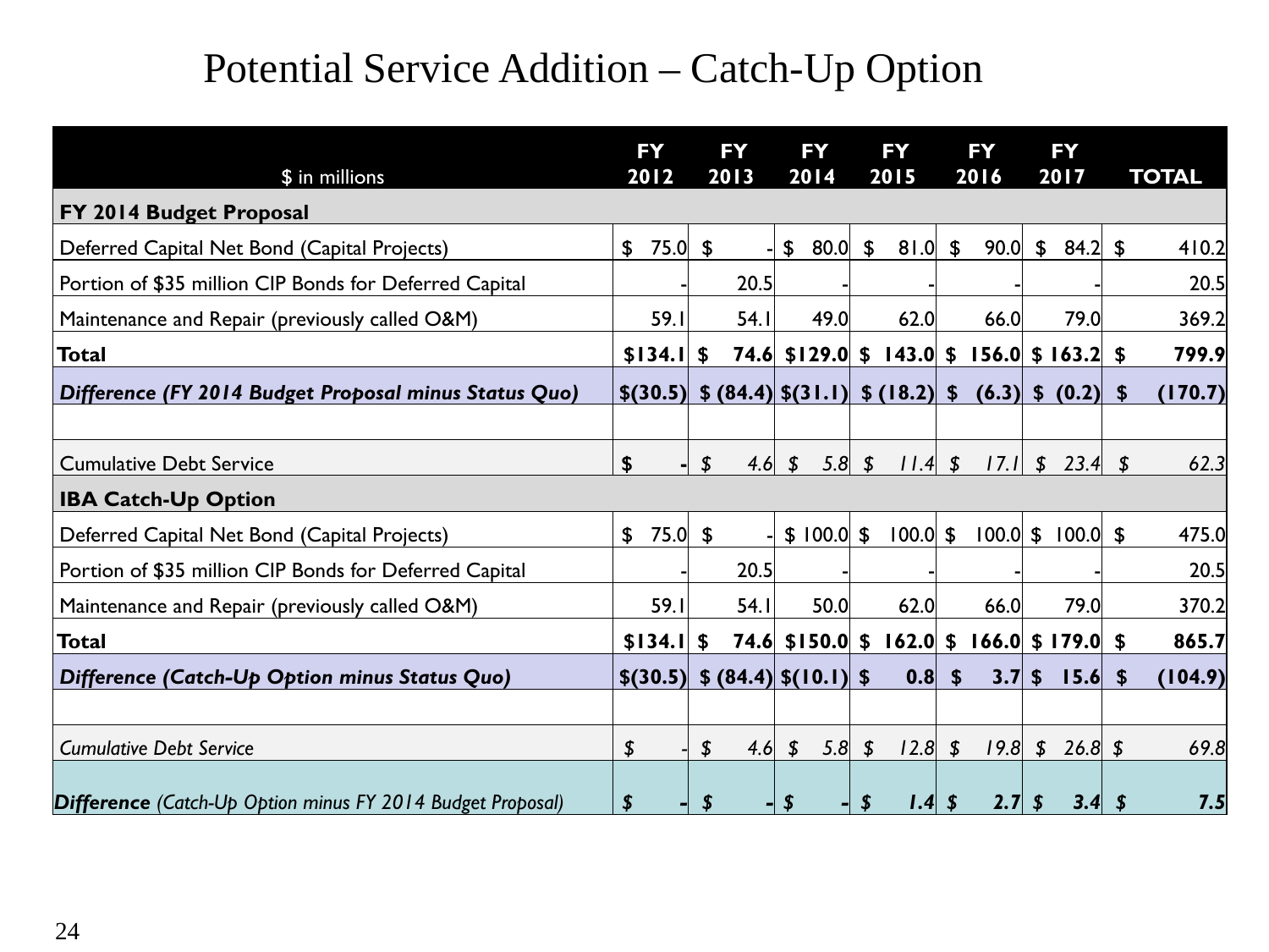# Potential Service Addition – Catch-Up Option

| $ in millions | FY 2012 | FY 2013 | FY 2014 | FY 2015 | FY 2016 | FY 2017 | TOTAL |
|---|---|---|---|---|---|---|---|
| **FY 2014 Budget Proposal** | | | | | | | |
| Deferred Capital Net Bond (Capital Projects) | $ 75.0 | $ - | $ 80.0 | $ 81.0 | $ 90.0 | $ 84.2 | $ 410.2 |
| Portion of $35 million CIP Bonds for Deferred Capital | - | 20.5 | - | - | - | - | 20.5 |
| Maintenance and Repair (previously called O&M) | 59.1 | 54.1 | 49.0 | 62.0 | 66.0 | 79.0 | 369.2 |
| **Total** | **$134.1** | **$ 74.6** | **$129.0** | **$ 143.0** | **$ 156.0** | **$ 163.2** | **$ 799.9** |
| ***Difference (FY 2014 Budget Proposal minus Status Quo)*** | ***$(30.5)*** | ***$ (84.4)*** | ***$(31.1)*** | ***$ (18.2)*** | ***$ (6.3)*** | ***$ (0.2)*** | ***$ (170.7)*** |
| | | | | | | | |
| Cumulative Debt Service | $ - | *$ 4.6* | *$ 5.8* | *$ 11.4* | *$ 17.1* | *$ 23.4* | *$ 62.3* |
| **IBA Catch-Up Option** | | | | | | | |
| Deferred Capital Net Bond (Capital Projects) | $ 75.0 | $ - | $ 100.0 | $ 100.0 | $ 100.0 | $ 100.0 | $ 475.0 |
| Portion of $35 million CIP Bonds for Deferred Capital | - | 20.5 | - | - | - | - | 20.5 |
| Maintenance and Repair (previously called O&M) | 59.1 | 54.1 | 50.0 | 62.0 | 66.0 | 79.0 | 370.2 |
| **Total** | **$134.1** | **$ 74.6** | **$150.0** | **$ 162.0** | **$ 166.0** | **$ 179.0** | **$ 865.7** |
| ***Difference (Catch-Up Option minus Status Quo)*** | ***$(30.5)*** | ***$ (84.4)*** | ***$(10.1)*** | ***$ 0.8*** | ***$ 3.7*** | ***$ 15.6*** | ***$ (104.9)*** |
| | | | | | | | |
| *Cumulative Debt Service* | *$ -* | *$ 4.6* | *$ 5.8* | *$ 12.8* | *$ 19.8* | *$ 26.8* | *$ 69.8* |
| ***Difference*** *(Catch-Up Option minus FY 2014 Budget Proposal)* | ***$ -*** | ***$ -*** | ***$ -*** | ***$ 1.4*** | ***$ 2.7*** | ***$ 3.4*** | ***$ 7.5*** |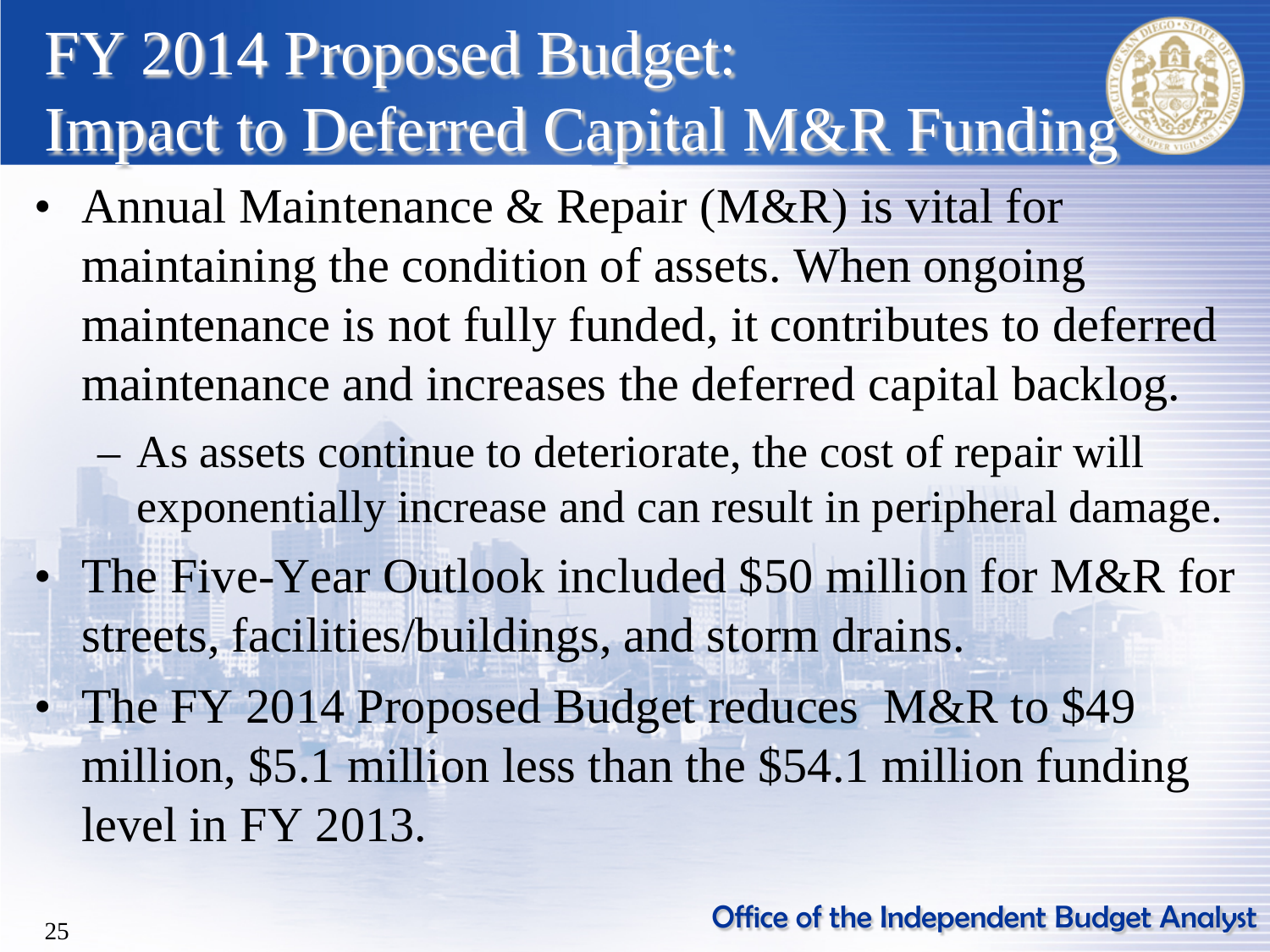# FY 2014 Proposed Budget: Impact to Deferred Capital M&R Funding

- Annual Maintenance & Repair (M&R) is vital for maintaining the condition of assets. When ongoing maintenance is not fully funded, it contributes to deferred maintenance and increases the deferred capital backlog.
  - As assets continue to deteriorate, the cost of repair will exponentially increase and can result in peripheral damage.
- The Five-Year Outlook included $50 million for M&R for streets, facilities/buildings, and storm drains.
- The FY 2014 Proposed Budget reduces M&R to $49 million, $5.1 million less than the $54.1 million funding level in FY 2013.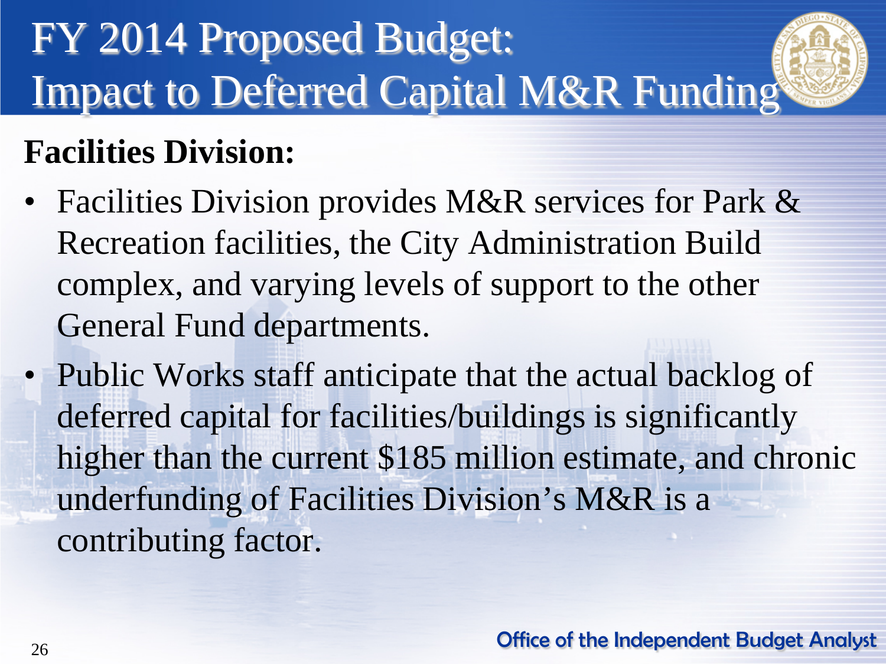# FY 2014 Proposed Budget: Impact to Deferred Capital M&R Funding

**Facilities Division:**

- Facilities Division provides M&R services for Park & Recreation facilities, the City Administration Build complex, and varying levels of support to the other General Fund departments.
- Public Works staff anticipate that the actual backlog of deferred capital for facilities/buildings is significantly higher than the current $185 million estimate, and chronic underfunding of Facilities Division's M&R is a contributing factor.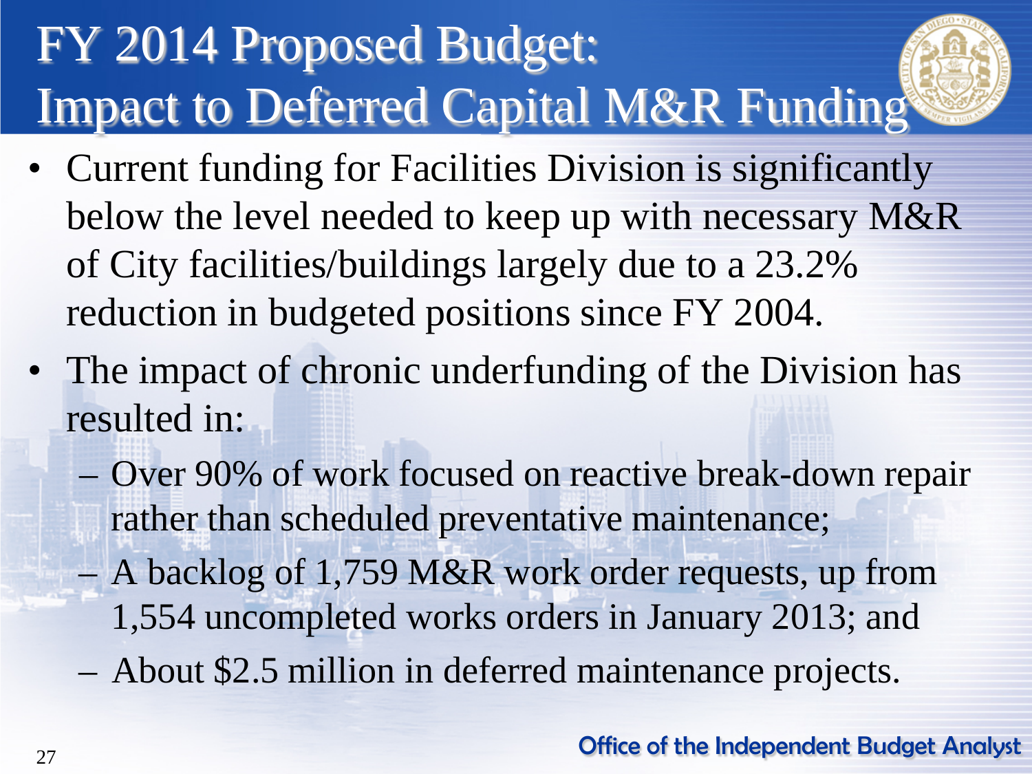# FY 2014 Proposed Budget: Impact to Deferred Capital M&R Funding

- Current funding for Facilities Division is significantly below the level needed to keep up with necessary M&R of City facilities/buildings largely due to a 23.2% reduction in budgeted positions since FY 2004.
- The impact of chronic underfunding of the Division has resulted in:
  - Over 90% of work focused on reactive break-down repair rather than scheduled preventative maintenance;
  - A backlog of 1,759 M&R work order requests, up from 1,554 uncompleted works orders in January 2013; and
  - About $2.5 million in deferred maintenance projects.

Office of the Independent Budget Analyst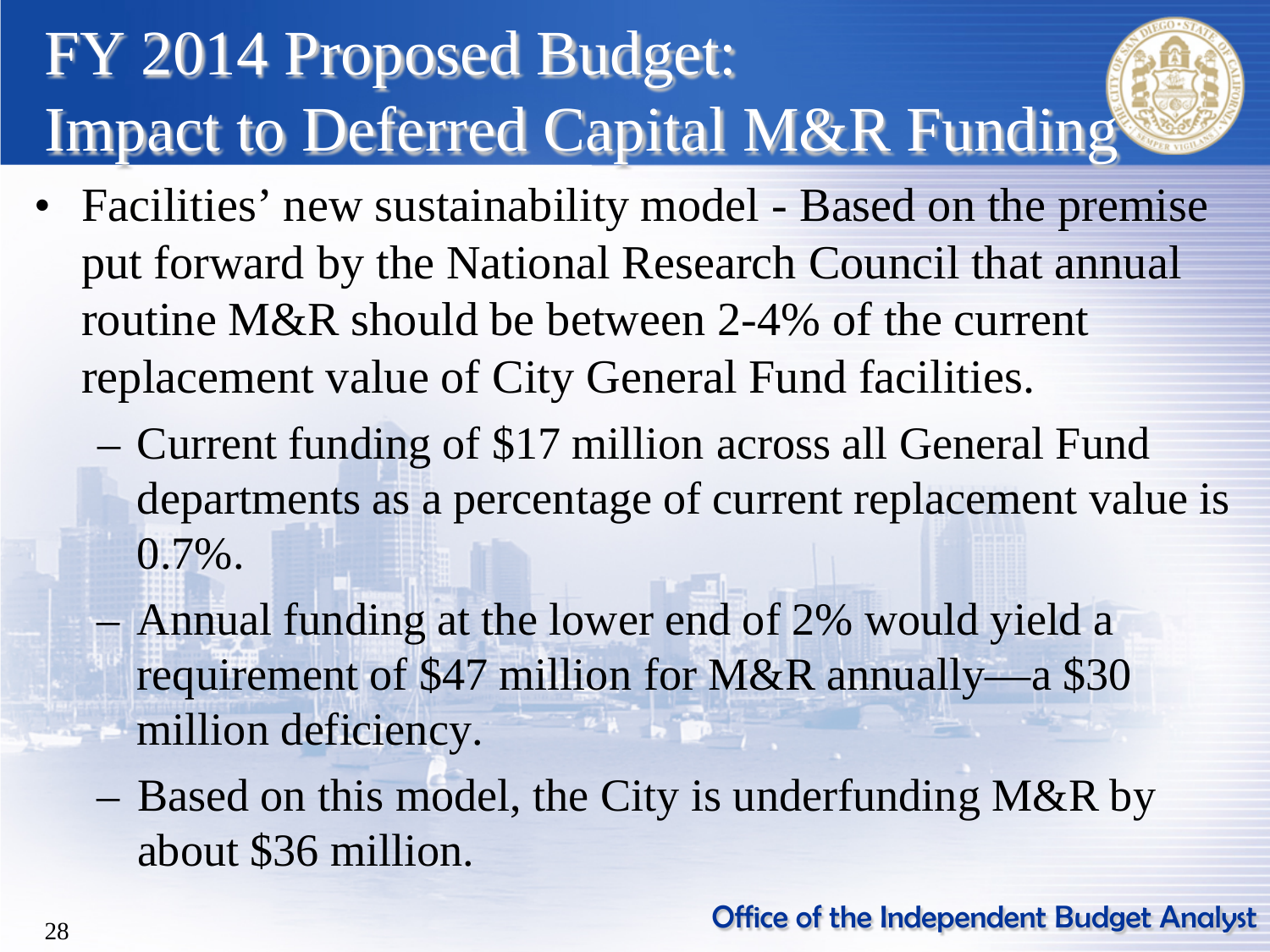# FY 2014 Proposed Budget: Impact to Deferred Capital M&R Funding

- Facilities' new sustainability model - Based on the premise put forward by the National Research Council that annual routine M&R should be between 2-4% of the current replacement value of City General Fund facilities.
  - Current funding of $17 million across all General Fund departments as a percentage of current replacement value is 0.7%.
  - Annual funding at the lower end of 2% would yield a requirement of $47 million for M&R annually—a $30 million deficiency.
  - Based on this model, the City is underfunding M&R by about $36 million.

Office of the Independent Budget Analyst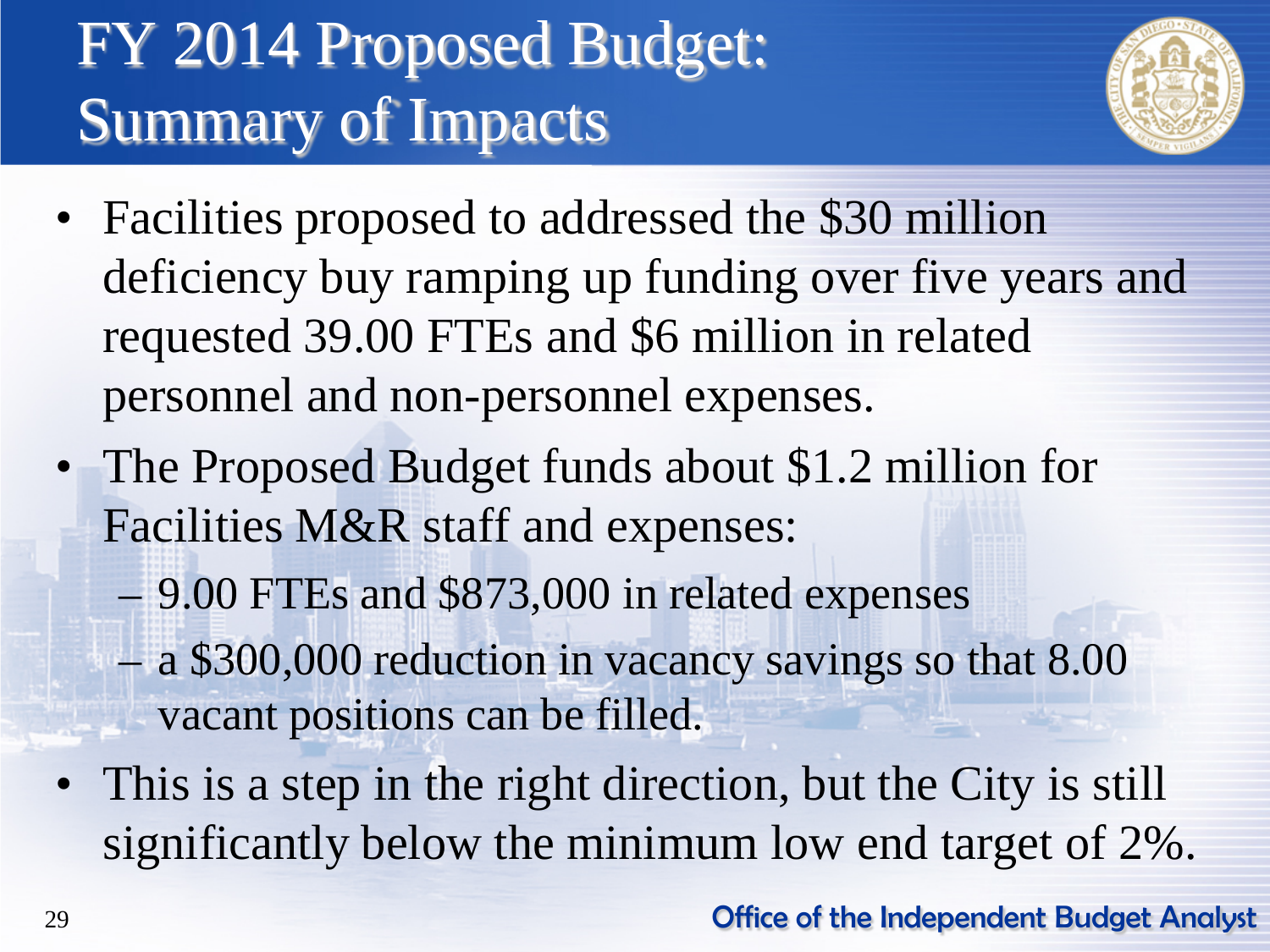# FY 2014 Proposed Budget: Summary of Impacts

- Facilities proposed to addressed the $30 million deficiency buy ramping up funding over five years and requested 39.00 FTEs and $6 million in related personnel and non-personnel expenses.
- The Proposed Budget funds about $1.2 million for Facilities M&R staff and expenses:
  - 9.00 FTEs and $873,000 in related expenses
  - a $300,000 reduction in vacancy savings so that 8.00 vacant positions can be filled.
- This is a step in the right direction, but the City is still significantly below the minimum low end target of 2%.

Office of the Independent Budget Analyst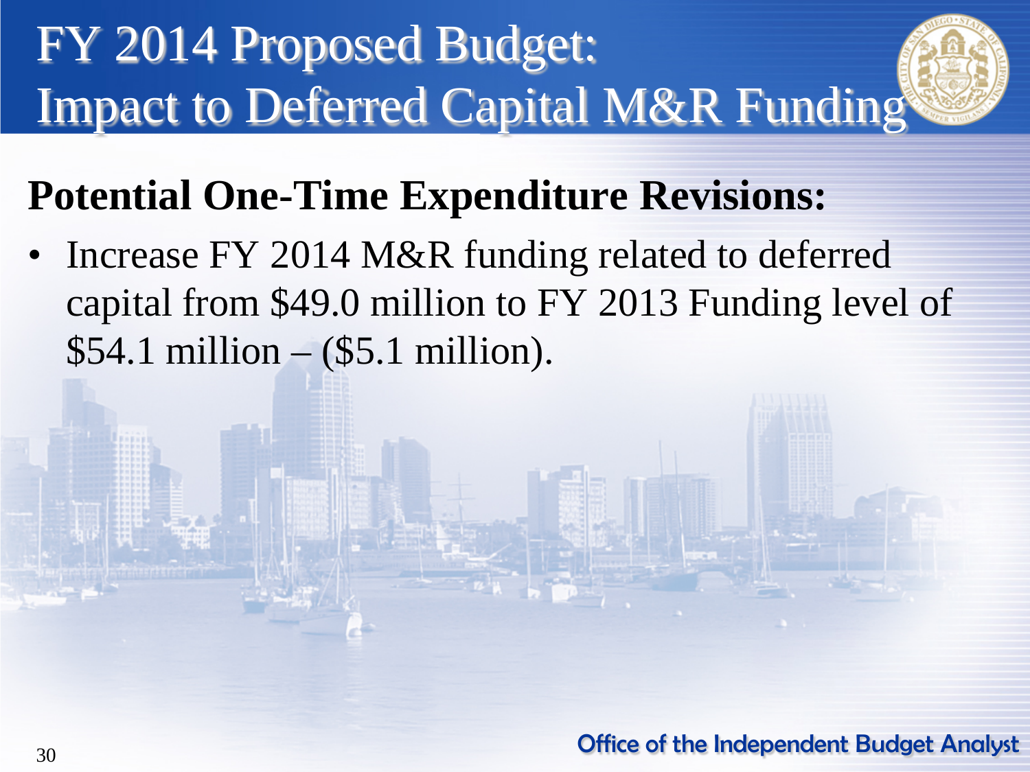# FY 2014 Proposed Budget: Impact to Deferred Capital M&R Funding

## Potential One-Time Expenditure Revisions:

- Increase FY 2014 M&R funding related to deferred capital from $49.0 million to FY 2013 Funding level of $54.1 million – ($5.1 million).

Office of the Independent Budget Analyst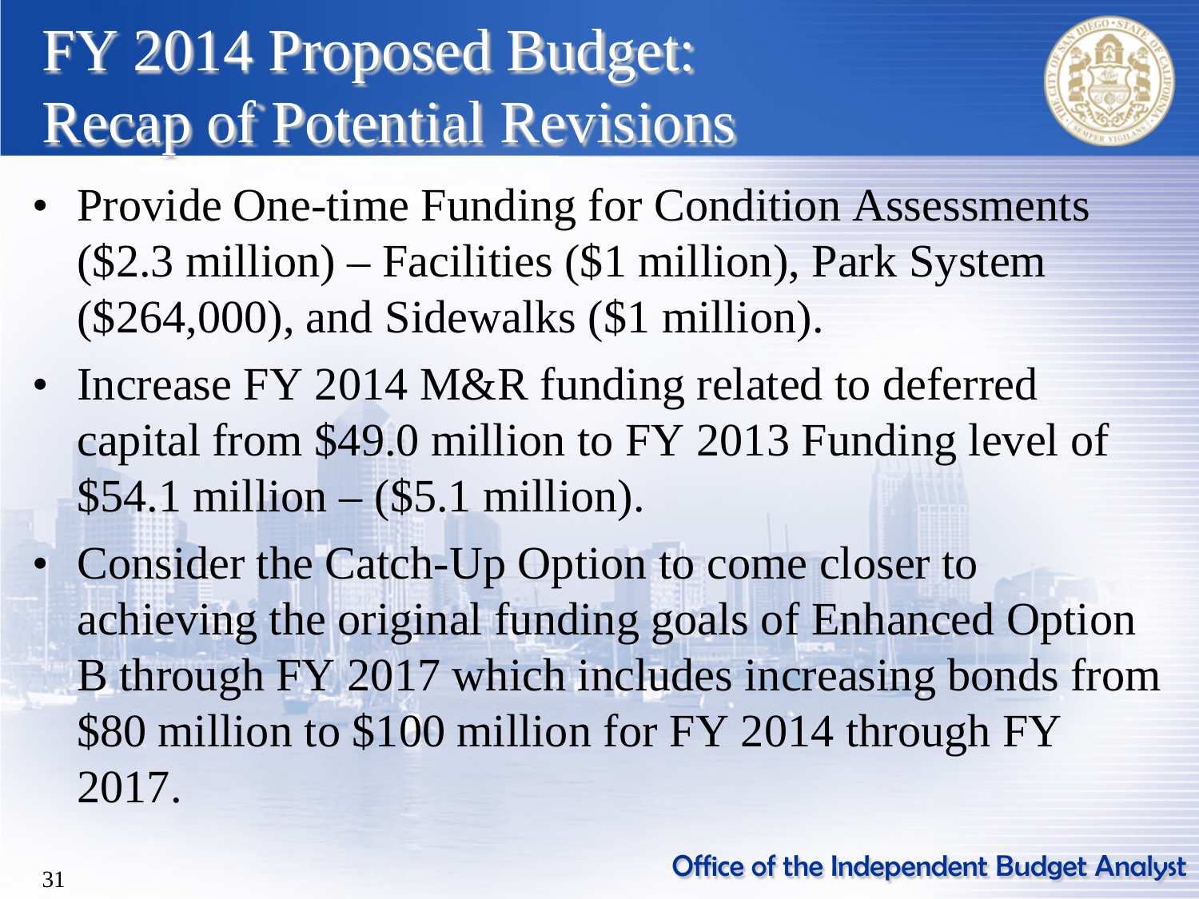# FY 2014 Proposed Budget: Recap of Potential Revisions

- Provide One-time Funding for Condition Assessments ($2.3 million) – Facilities ($1 million), Park System ($264,000), and Sidewalks ($1 million).
- Increase FY 2014 M&R funding related to deferred capital from $49.0 million to FY 2013 Funding level of $54.1 million – ($5.1 million).
- Consider the Catch-Up Option to come closer to achieving the original funding goals of Enhanced Option B through FY 2017 which includes increasing bonds from $80 million to $100 million for FY 2014 through FY 2017.

Office of the Independent Budget Analyst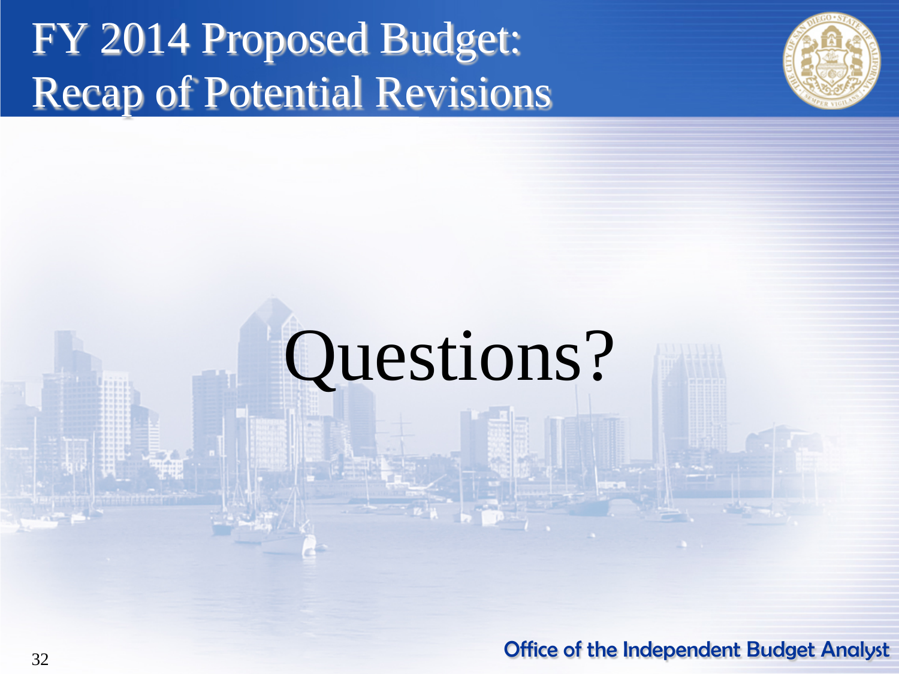# FY 2014 Proposed Budget: Recap of Potential Revisions

Questions?

Office of the Independent Budget Analyst